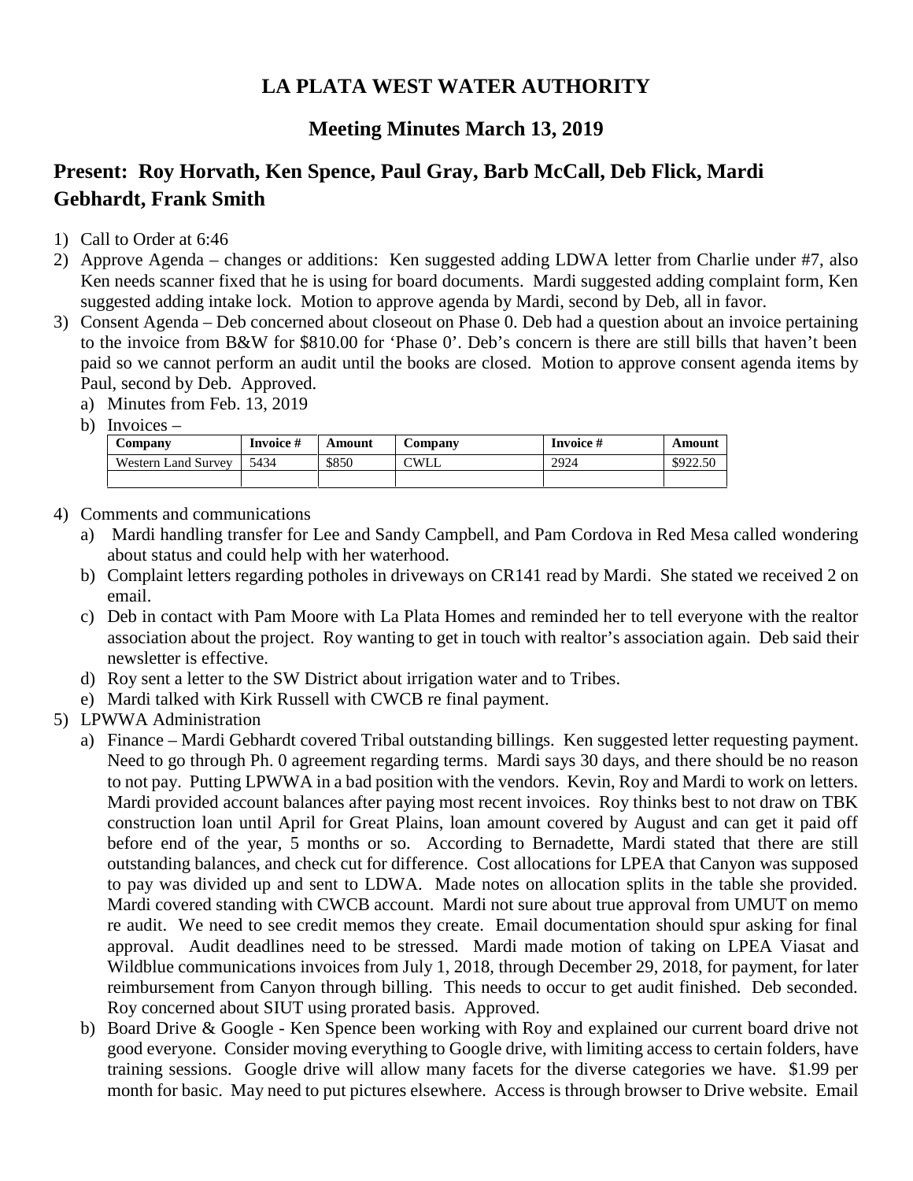# LA PLATA WEST WATER AUTHORITY

## Meeting Minutes March 13, 2019

## Present: Roy Horvath, Ken Spence, Paul Gray, Barb McCall, Deb Flick, Mardi Gebhardt, Frank Smith

1) Call to Order at 6:46
2) Approve Agenda – changes or additions: Ken suggested adding LDWA letter from Charlie under #7, also Ken needs scanner fixed that he is using for board documents. Mardi suggested adding complaint form, Ken suggested adding intake lock. Motion to approve agenda by Mardi, second by Deb, all in favor.
3) Consent Agenda – Deb concerned about closeout on Phase 0. Deb had a question about an invoice pertaining to the invoice from B&W for $810.00 for 'Phase 0'. Deb's concern is there are still bills that haven't been paid so we cannot perform an audit until the books are closed. Motion to approve consent agenda items by Paul, second by Deb. Approved.
   a) Minutes from Feb. 13, 2019
   b) Invoices –

| Company | Invoice # | Amount | Company | Invoice # | Amount |
|---|---|---|---|---|---|
| Western Land Survey | 5434 | $850 | CWLL | 2924 | $922.50 |
| | | | | | |

4) Comments and communications
   a) Mardi handling transfer for Lee and Sandy Campbell, and Pam Cordova in Red Mesa called wondering about status and could help with her waterhood.
   b) Complaint letters regarding potholes in driveways on CR141 read by Mardi. She stated we received 2 on email.
   c) Deb in contact with Pam Moore with La Plata Homes and reminded her to tell everyone with the realtor association about the project. Roy wanting to get in touch with realtor's association again. Deb said their newsletter is effective.
   d) Roy sent a letter to the SW District about irrigation water and to Tribes.
   e) Mardi talked with Kirk Russell with CWCB re final payment.
5) LPWWA Administration
   a) Finance – Mardi Gebhardt covered Tribal outstanding billings. Ken suggested letter requesting payment. Need to go through Ph. 0 agreement regarding terms. Mardi says 30 days, and there should be no reason to not pay. Putting LPWWA in a bad position with the vendors. Kevin, Roy and Mardi to work on letters. Mardi provided account balances after paying most recent invoices. Roy thinks best to not draw on TBK construction loan until April for Great Plains, loan amount covered by August and can get it paid off before end of the year, 5 months or so. According to Bernadette, Mardi stated that there are still outstanding balances, and check cut for difference. Cost allocations for LPEA that Canyon was supposed to pay was divided up and sent to LDWA. Made notes on allocation splits in the table she provided. Mardi covered standing with CWCB account. Mardi not sure about true approval from UMUT on memo re audit. We need to see credit memos they create. Email documentation should spur asking for final approval. Audit deadlines need to be stressed. Mardi made motion of taking on LPEA Viasat and Wildblue communications invoices from July 1, 2018, through December 29, 2018, for payment, for later reimbursement from Canyon through billing. This needs to occur to get audit finished. Deb seconded. Roy concerned about SIUT using prorated basis. Approved.
   b) Board Drive & Google - Ken Spence been working with Roy and explained our current board drive not good everyone. Consider moving everything to Google drive, with limiting access to certain folders, have training sessions. Google drive will allow many facets for the diverse categories we have. $1.99 per month for basic. May need to put pictures elsewhere. Access is through browser to Drive website. Email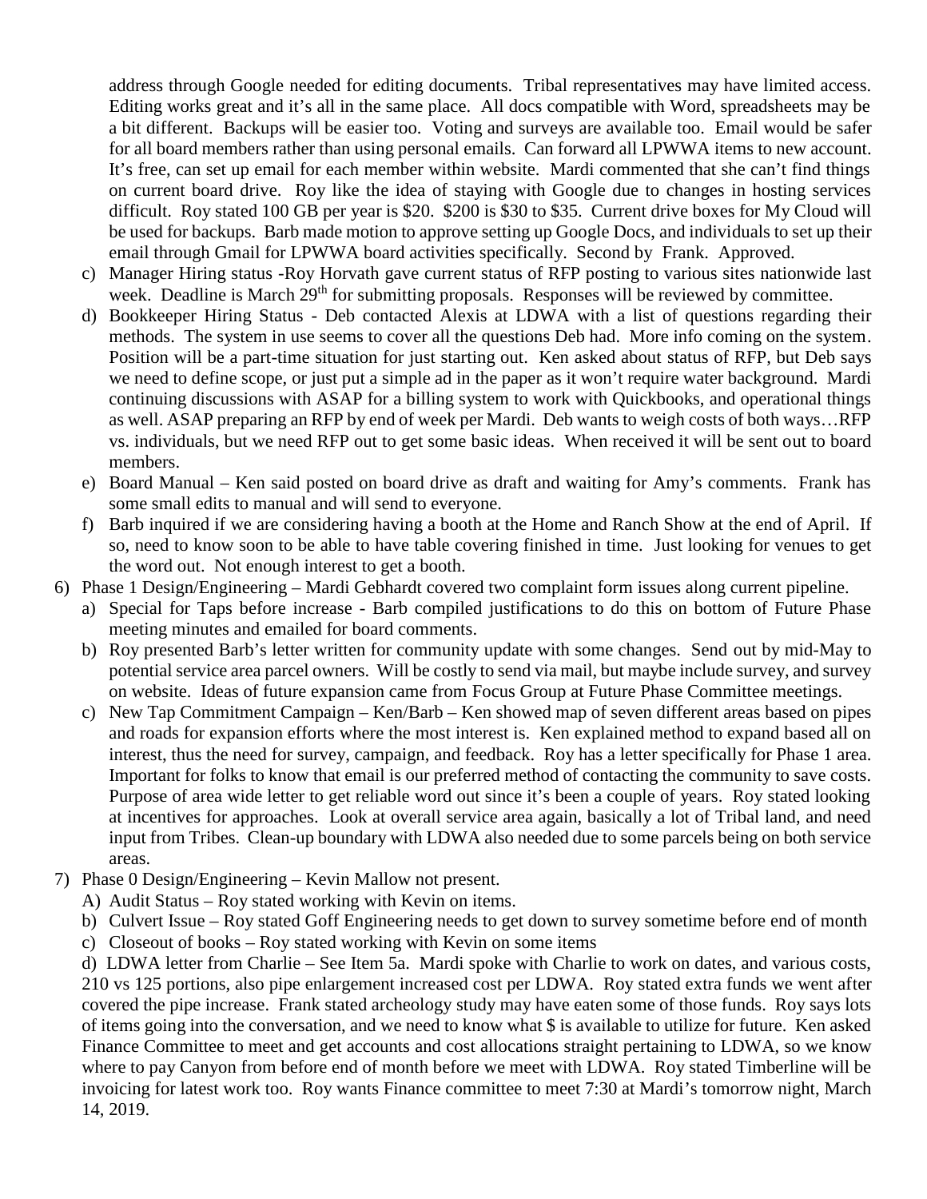address through Google needed for editing documents. Tribal representatives may have limited access. Editing works great and it's all in the same place. All docs compatible with Word, spreadsheets may be a bit different. Backups will be easier too. Voting and surveys are available too. Email would be safer for all board members rather than using personal emails. Can forward all LPWWA items to new account. It's free, can set up email for each member within website. Mardi commented that she can't find things on current board drive. Roy like the idea of staying with Google due to changes in hosting services difficult. Roy stated 100 GB per year is $20. $200 is $30 to $35. Current drive boxes for My Cloud will be used for backups. Barb made motion to approve setting up Google Docs, and individuals to set up their email through Gmail for LPWWA board activities specifically. Second by Frank. Approved.

c) Manager Hiring status -Roy Horvath gave current status of RFP posting to various sites nationwide last week. Deadline is March 29th for submitting proposals. Responses will be reviewed by committee.

d) Bookkeeper Hiring Status - Deb contacted Alexis at LDWA with a list of questions regarding their methods. The system in use seems to cover all the questions Deb had. More info coming on the system. Position will be a part-time situation for just starting out. Ken asked about status of RFP, but Deb says we need to define scope, or just put a simple ad in the paper as it won't require water background. Mardi continuing discussions with ASAP for a billing system to work with Quickbooks, and operational things as well. ASAP preparing an RFP by end of week per Mardi. Deb wants to weigh costs of both ways…RFP vs. individuals, but we need RFP out to get some basic ideas. When received it will be sent out to board members.

e) Board Manual – Ken said posted on board drive as draft and waiting for Amy's comments. Frank has some small edits to manual and will send to everyone.

f) Barb inquired if we are considering having a booth at the Home and Ranch Show at the end of April. If so, need to know soon to be able to have table covering finished in time. Just looking for venues to get the word out. Not enough interest to get a booth.

6) Phase 1 Design/Engineering – Mardi Gebhardt covered two complaint form issues along current pipeline.
   a) Special for Taps before increase - Barb compiled justifications to do this on bottom of Future Phase meeting minutes and emailed for board comments.
   b) Roy presented Barb's letter written for community update with some changes. Send out by mid-May to potential service area parcel owners. Will be costly to send via mail, but maybe include survey, and survey on website. Ideas of future expansion came from Focus Group at Future Phase Committee meetings.
   c) New Tap Commitment Campaign – Ken/Barb – Ken showed map of seven different areas based on pipes and roads for expansion efforts where the most interest is. Ken explained method to expand based all on interest, thus the need for survey, campaign, and feedback. Roy has a letter specifically for Phase 1 area. Important for folks to know that email is our preferred method of contacting the community to save costs. Purpose of area wide letter to get reliable word out since it's been a couple of years. Roy stated looking at incentives for approaches. Look at overall service area again, basically a lot of Tribal land, and need input from Tribes. Clean-up boundary with LDWA also needed due to some parcels being on both service areas.

7) Phase 0 Design/Engineering – Kevin Mallow not present.
   A) Audit Status – Roy stated working with Kevin on items.
   b) Culvert Issue – Roy stated Goff Engineering needs to get down to survey sometime before end of month
   c) Closeout of books – Roy stated working with Kevin on some items
   d) LDWA letter from Charlie – See Item 5a. Mardi spoke with Charlie to work on dates, and various costs, 210 vs 125 portions, also pipe enlargement increased cost per LDWA. Roy stated extra funds we went after covered the pipe increase. Frank stated archeology study may have eaten some of those funds. Roy says lots of items going into the conversation, and we need to know what $ is available to utilize for future. Ken asked Finance Committee to meet and get accounts and cost allocations straight pertaining to LDWA, so we know where to pay Canyon from before end of month before we meet with LDWA. Roy stated Timberline will be invoicing for latest work too. Roy wants Finance committee to meet 7:30 at Mardi's tomorrow night, March 14, 2019.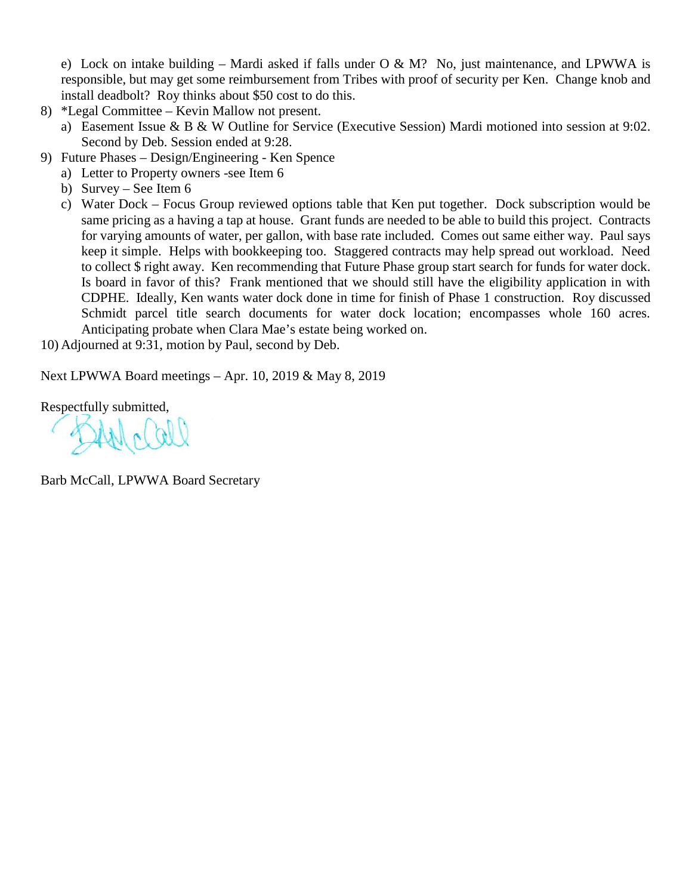e) Lock on intake building – Mardi asked if falls under O & M? No, just maintenance, and LPWWA is responsible, but may get some reimbursement from Tribes with proof of security per Ken. Change knob and install deadbolt? Roy thinks about $50 cost to do this.

8) *Legal Committee – Kevin Mallow not present.
   a) Easement Issue & B & W Outline for Service (Executive Session) Mardi motioned into session at 9:02. Second by Deb. Session ended at 9:28.
9) Future Phases – Design/Engineering - Ken Spence
   a) Letter to Property owners -see Item 6
   b) Survey – See Item 6
   c) Water Dock – Focus Group reviewed options table that Ken put together. Dock subscription would be same pricing as a having a tap at house. Grant funds are needed to be able to build this project. Contracts for varying amounts of water, per gallon, with base rate included. Comes out same either way. Paul says keep it simple. Helps with bookkeeping too. Staggered contracts may help spread out workload. Need to collect $ right away. Ken recommending that Future Phase group start search for funds for water dock. Is board in favor of this? Frank mentioned that we should still have the eligibility application in with CDPHE. Ideally, Ken wants water dock done in time for finish of Phase 1 construction. Roy discussed Schmidt parcel title search documents for water dock location; encompasses whole 160 acres. Anticipating probate when Clara Mae's estate being worked on.
10) Adjourned at 9:31, motion by Paul, second by Deb.

Next LPWWA Board meetings – Apr. 10, 2019 & May 8, 2019

Respectfully submitted,

Barb McCall, LPWWA Board Secretary